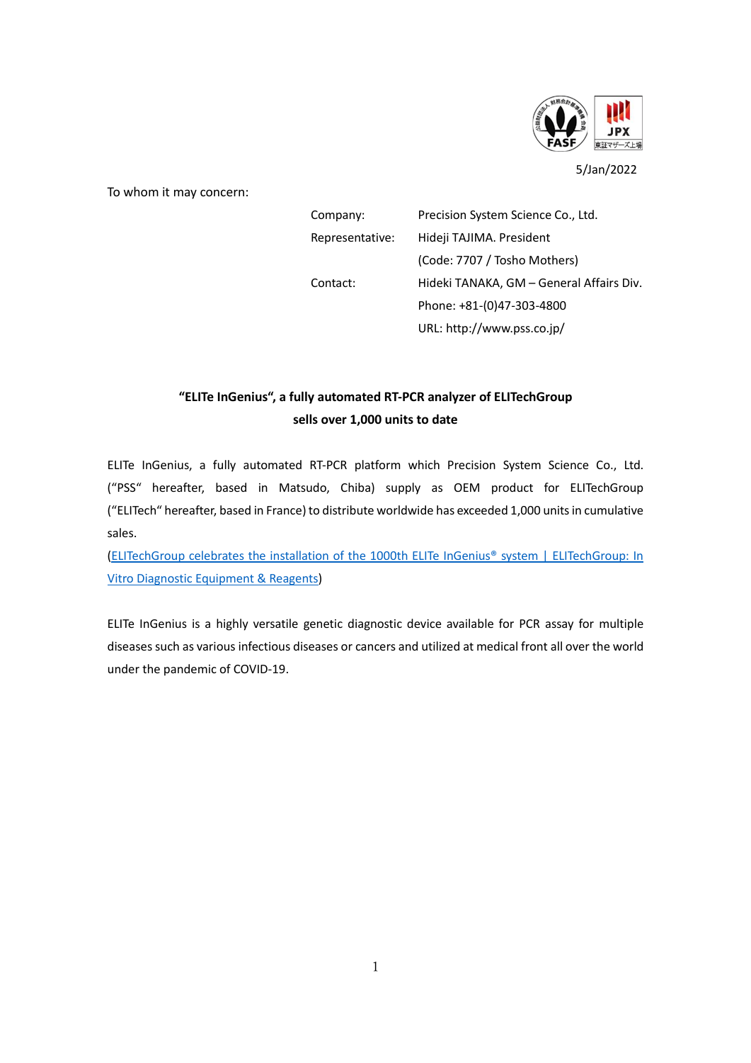5/Jan/2022

To whom it may concern:

| | |
|---|---|
| Company: | Precision System Science Co., Ltd. |
| Representative: | Hideji TAJIMA. President |
| | (Code: 7707 / Tosho Mothers) |
| Contact: | Hideki TANAKA, GM – General Affairs Div. |
| | Phone: +81-(0)47-303-4800 |
| | URL: http://www.pss.co.jp/ |

**"ELITe InGenius", a fully automated RT-PCR analyzer of ELITechGroup sells over 1,000 units to date**

ELITe InGenius, a fully automated RT-PCR platform which Precision System Science Co., Ltd. ("PSS" hereafter, based in Matsudo, Chiba) supply as OEM product for ELITechGroup ("ELITech" hereafter, based in France) to distribute worldwide has exceeded 1,000 units in cumulative sales.

(ELITechGroup celebrates the installation of the 1000th ELITe InGenius® system | ELITechGroup: In Vitro Diagnostic Equipment & Reagents)

ELITe InGenius is a highly versatile genetic diagnostic device available for PCR assay for multiple diseases such as various infectious diseases or cancers and utilized at medical front all over the world under the pandemic of COVID-19.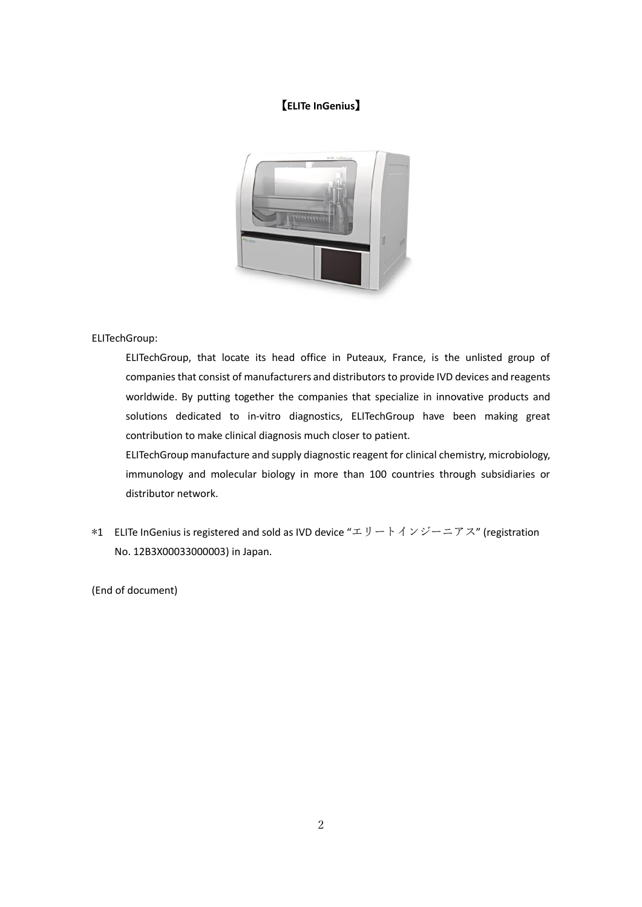**【ELITe InGenius】**

ELITechGroup:

ELITechGroup, that locate its head office in Puteaux, France, is the unlisted group of companies that consist of manufacturers and distributors to provide IVD devices and reagents worldwide. By putting together the companies that specialize in innovative products and solutions dedicated to in-vitro diagnostics, ELITechGroup have been making great contribution to make clinical diagnosis much closer to patient.

ELITechGroup manufacture and supply diagnostic reagent for clinical chemistry, microbiology, immunology and molecular biology in more than 100 countries through subsidiaries or distributor network.

*1 ELITe InGenius is registered and sold as IVD device "エリートインジーニアス" (registration No. 12B3X00033000003) in Japan.

(End of document)